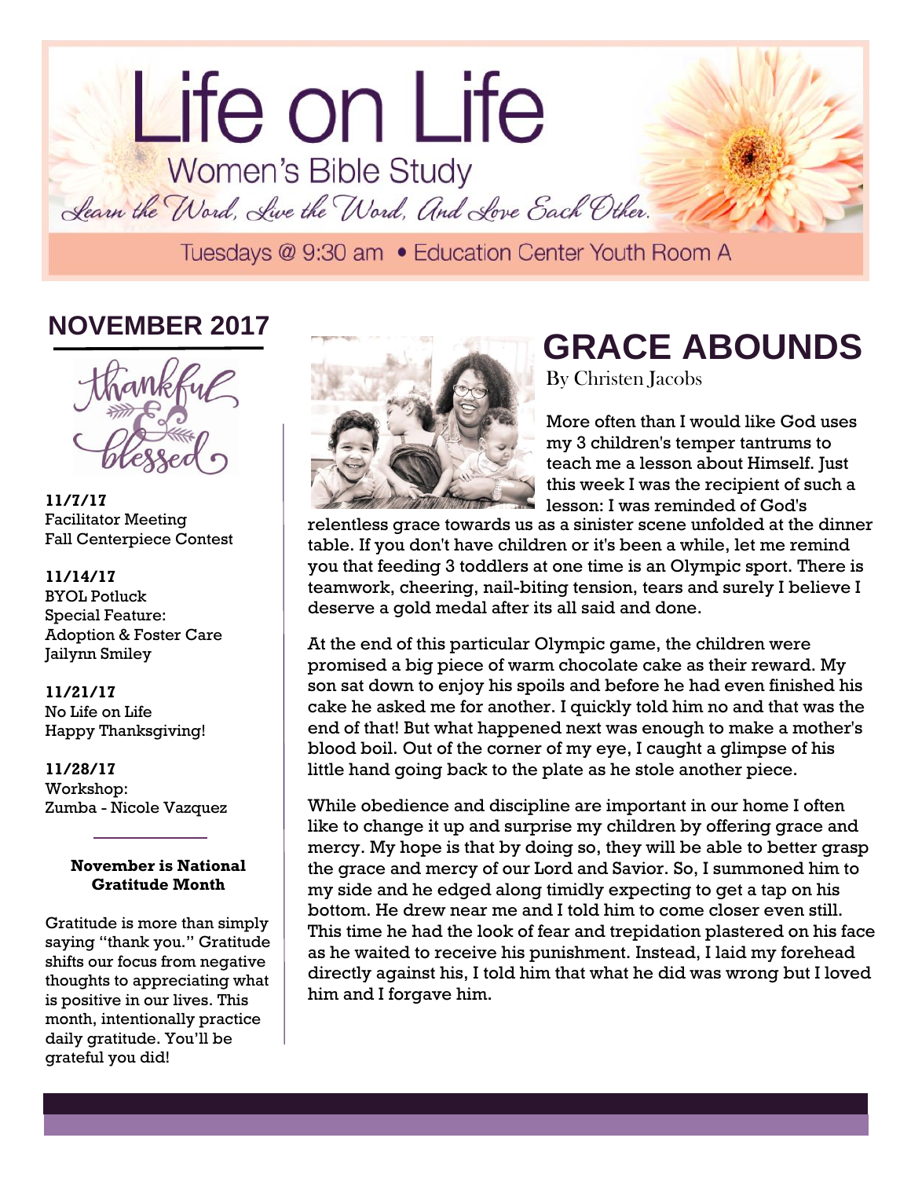# Life on Life

## Women's Bible Study

*Learn the Word, Live the Word, And Love Each Other.*

Tuesdays @ 9:30 am • Education Center Youth Room A

## NOVEMBER 2017

thankful & blessed

**11/7/17**
Facilitator Meeting
Fall Centerpiece Contest

**11/14/17**
BYOL Potluck
Special Feature:
Adoption & Foster Care
Jailynn Smiley

**11/21/17**
No Life on Life
Happy Thanksgiving!

**11/28/17**
Workshop:
Zumba - Nicole Vazquez

**November is National Gratitude Month**

Gratitude is more than simply saying "thank you." Gratitude shifts our focus from negative thoughts to appreciating what is positive in our lives. This month, intentionally practice daily gratitude. You'll be grateful you did!

# GRACE ABOUNDS

By Christen Jacobs

More often than I would like God uses my 3 children's temper tantrums to teach me a lesson about Himself. Just this week I was the recipient of such a lesson: I was reminded of God's relentless grace towards us as a sinister scene unfolded at the dinner table. If you don't have children or it's been a while, let me remind you that feeding 3 toddlers at one time is an Olympic sport. There is teamwork, cheering, nail-biting tension, tears and surely I believe I deserve a gold medal after its all said and done.

At the end of this particular Olympic game, the children were promised a big piece of warm chocolate cake as their reward. My son sat down to enjoy his spoils and before he had even finished his cake he asked me for another. I quickly told him no and that was the end of that! But what happened next was enough to make a mother's blood boil. Out of the corner of my eye, I caught a glimpse of his little hand going back to the plate as he stole another piece.

While obedience and discipline are important in our home I often like to change it up and surprise my children by offering grace and mercy. My hope is that by doing so, they will be able to better grasp the grace and mercy of our Lord and Savior. So, I summoned him to my side and he edged along timidly expecting to get a tap on his bottom. He drew near me and I told him to come closer even still. This time he had the look of fear and trepidation plastered on his face as he waited to receive his punishment. Instead, I laid my forehead directly against his, I told him that what he did was wrong but I loved him and I forgave him.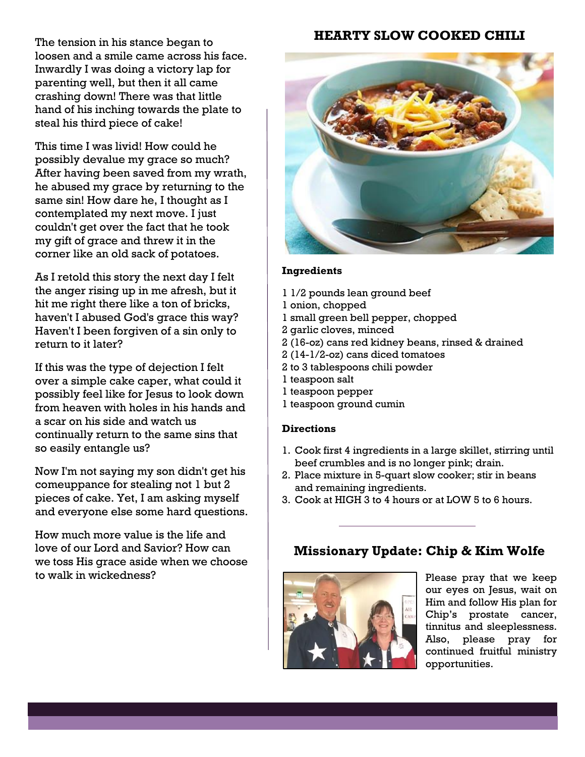The tension in his stance began to loosen and a smile came across his face. Inwardly I was doing a victory lap for parenting well, but then it all came crashing down! There was that little hand of his inching towards the plate to steal his third piece of cake!

This time I was livid! How could he possibly devalue my grace so much? After having been saved from my wrath, he abused my grace by returning to the same sin! How dare he, I thought as I contemplated my next move. I just couldn't get over the fact that he took my gift of grace and threw it in the corner like an old sack of potatoes.

As I retold this story the next day I felt the anger rising up in me afresh, but it hit me right there like a ton of bricks, haven't I abused God's grace this way? Haven't I been forgiven of a sin only to return to it later?

If this was the type of dejection I felt over a simple cake caper, what could it possibly feel like for Jesus to look down from heaven with holes in his hands and a scar on his side and watch us continually return to the same sins that so easily entangle us?

Now I'm not saying my son didn't get his comeuppance for stealing not 1 but 2 pieces of cake. Yet, I am asking myself and everyone else some hard questions.

How much more value is the life and love of our Lord and Savior? How can we toss His grace aside when we choose to walk in wickedness?

## HEARTY SLOW COOKED CHILI

**Ingredients**

1 1/2 pounds lean ground beef
1 onion, chopped
1 small green bell pepper, chopped
2 garlic cloves, minced
2 (16-oz) cans red kidney beans, rinsed & drained
2 (14-1/2-oz) cans diced tomatoes
2 to 3 tablespoons chili powder
1 teaspoon salt
1 teaspoon pepper
1 teaspoon ground cumin

**Directions**

1. Cook first 4 ingredients in a large skillet, stirring until beef crumbles and is no longer pink; drain.
2. Place mixture in 5-quart slow cooker; stir in beans and remaining ingredients.
3. Cook at HIGH 3 to 4 hours or at LOW 5 to 6 hours.

## Missionary Update: Chip & Kim Wolfe

Please pray that we keep our eyes on Jesus, wait on Him and follow His plan for Chip's prostate cancer, tinnitus and sleeplessness. Also, please pray for continued fruitful ministry opportunities.